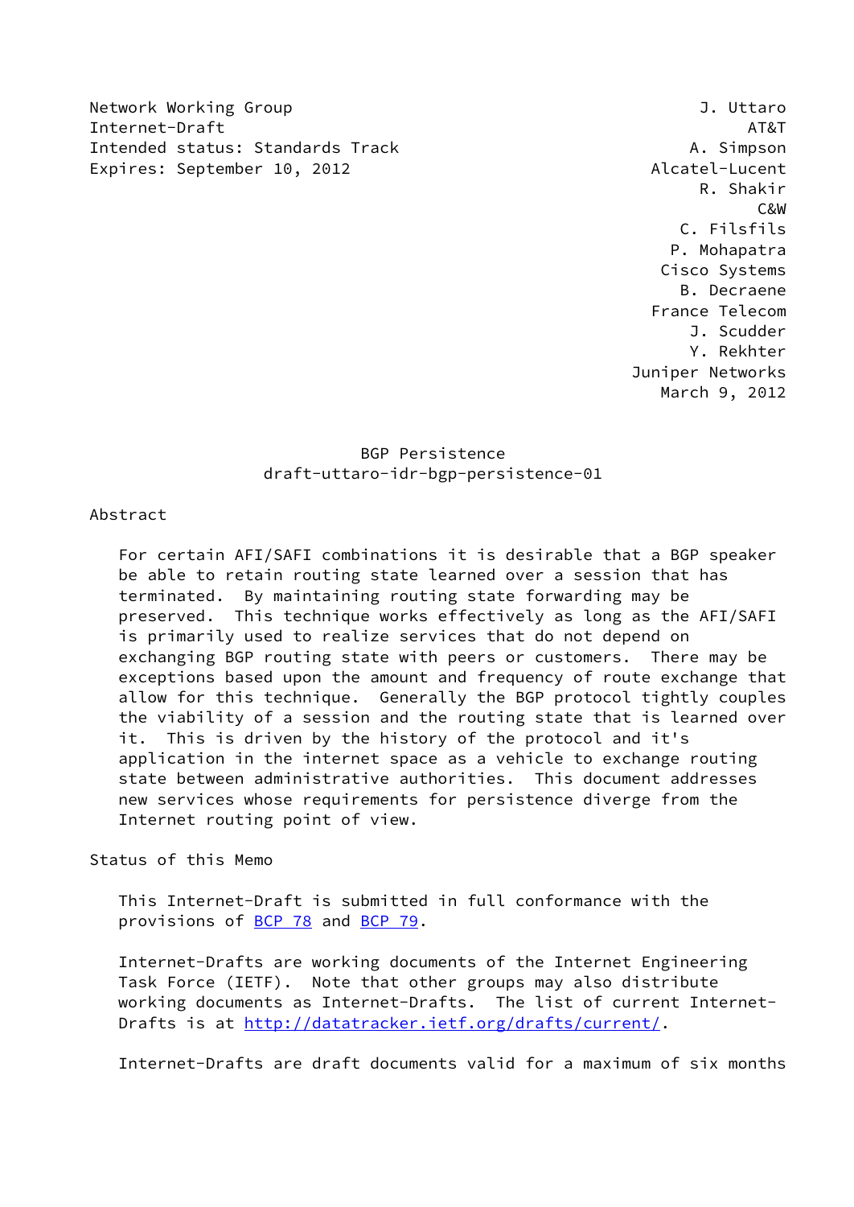Network Working Group  
Internet-Draft  
Intended status: Standards Track  
Expires: September 10, 2012

J. Uttaro  
AT&T  
A. Simpson  
Alcatel-Lucent  
R. Shakir  
C&W  
C. Filsfils  
P. Mohapatra  
Cisco Systems  
B. Decraene  
France Telecom  
J. Scudder  
Y. Rekhter  
Juniper Networks  
March 9, 2012

# BGP Persistence
draft-uttaro-idr-bgp-persistence-01

## Abstract

For certain AFI/SAFI combinations it is desirable that a BGP speaker be able to retain routing state learned over a session that has terminated. By maintaining routing state forwarding may be preserved. This technique works effectively as long as the AFI/SAFI is primarily used to realize services that do not depend on exchanging BGP routing state with peers or customers. There may be exceptions based upon the amount and frequency of route exchange that allow for this technique. Generally the BGP protocol tightly couples the viability of a session and the routing state that is learned over it. This is driven by the history of the protocol and it's application in the internet space as a vehicle to exchange routing state between administrative authorities. This document addresses new services whose requirements for persistence diverge from the Internet routing point of view.

## Status of this Memo

This Internet-Draft is submitted in full conformance with the provisions of BCP 78 and BCP 79.

Internet-Drafts are working documents of the Internet Engineering Task Force (IETF). Note that other groups may also distribute working documents as Internet-Drafts. The list of current Internet-Drafts is at http://datatracker.ietf.org/drafts/current/.

Internet-Drafts are draft documents valid for a maximum of six months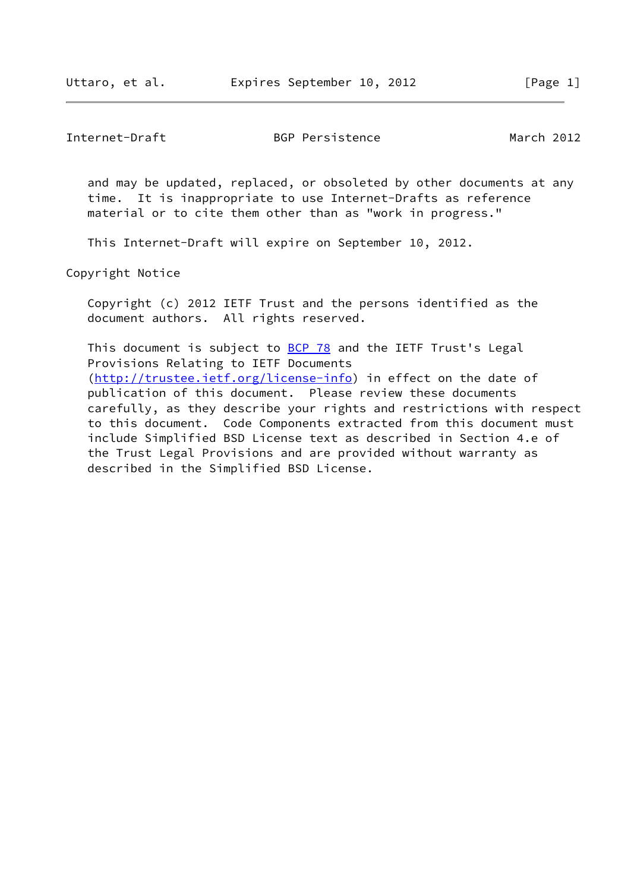and may be updated, replaced, or obsoleted by other documents at any time. It is inappropriate to use Internet-Drafts as reference material or to cite them other than as "work in progress."

This Internet-Draft will expire on September 10, 2012.

## Copyright Notice

Copyright (c) 2012 IETF Trust and the persons identified as the document authors. All rights reserved.

This document is subject to BCP 78 and the IETF Trust's Legal Provisions Relating to IETF Documents (http://trustee.ietf.org/license-info) in effect on the date of publication of this document. Please review these documents carefully, as they describe your rights and restrictions with respect to this document. Code Components extracted from this document must include Simplified BSD License text as described in Section 4.e of the Trust Legal Provisions and are provided without warranty as described in the Simplified BSD License.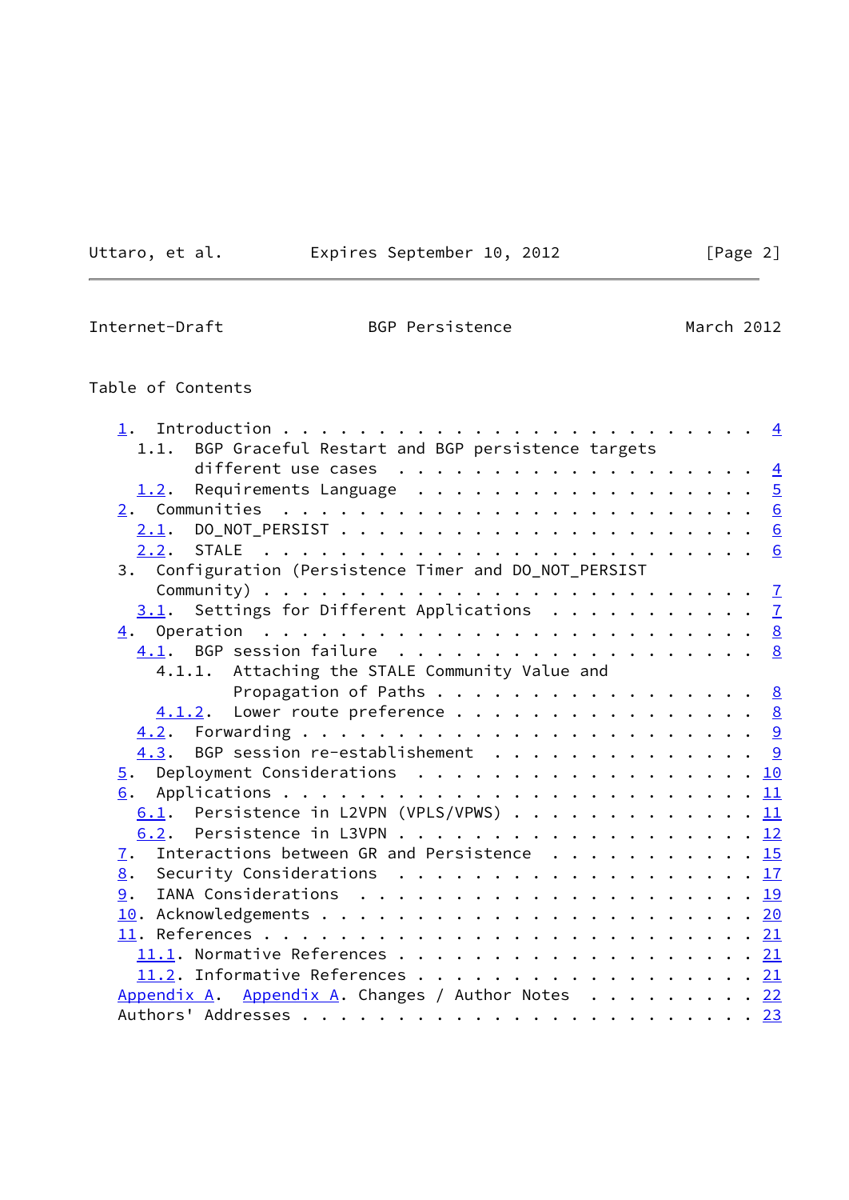## Table of Contents

```
   1.  Introduction . . . . . . . . . . . . . . . . . . . . . . . .  4
     1.1.  BGP Graceful Restart and BGP persistence targets
           different use cases  . . . . . . . . . . . . . . . . . .  4
     1.2.  Requirements Language  . . . . . . . . . . . . . . . . .  5
   2.  Communities  . . . . . . . . . . . . . . . . . . . . . . . .  6
     2.1.  DO_NOT_PERSIST . . . . . . . . . . . . . . . . . . . . .  6
     2.2.  STALE  . . . . . . . . . . . . . . . . . . . . . . . . .  6
   3.  Configuration (Persistence Timer and DO_NOT_PERSIST
       Community) . . . . . . . . . . . . . . . . . . . . . . . . .  7
     3.1.  Settings for Different Applications  . . . . . . . . . .  7
   4.  Operation  . . . . . . . . . . . . . . . . . . . . . . . . .  8
     4.1.  BGP session failure  . . . . . . . . . . . . . . . . . .  8
       4.1.1.  Attaching the STALE Community Value and
               Propagation of Paths . . . . . . . . . . . . . . . .  8
       4.1.2.  Lower route preference . . . . . . . . . . . . . . .  8
     4.2.  Forwarding . . . . . . . . . . . . . . . . . . . . . . .  9
     4.3.  BGP session re-establishement  . . . . . . . . . . . . .  9
   5.  Deployment Considerations  . . . . . . . . . . . . . . . . . 10
   6.  Applications . . . . . . . . . . . . . . . . . . . . . . . . 11
     6.1.  Persistence in L2VPN (VPLS/VPWS) . . . . . . . . . . . . 11
     6.2.  Persistence in L3VPN . . . . . . . . . . . . . . . . . . 12
   7.  Interactions between GR and Persistence  . . . . . . . . . . 15
   8.  Security Considerations  . . . . . . . . . . . . . . . . . . 17
   9.  IANA Considerations  . . . . . . . . . . . . . . . . . . . . 19
   10. Acknowledgements . . . . . . . . . . . . . . . . . . . . . . 20
   11. References . . . . . . . . . . . . . . . . . . . . . . . . . 21
     11.1. Normative References . . . . . . . . . . . . . . . . . . 21
     11.2. Informative References . . . . . . . . . . . . . . . . . 21
   Appendix A.  Appendix A. Changes / Author Notes  . . . . . . . . . 22
   Authors' Addresses . . . . . . . . . . . . . . . . . . . . . . . . 23
```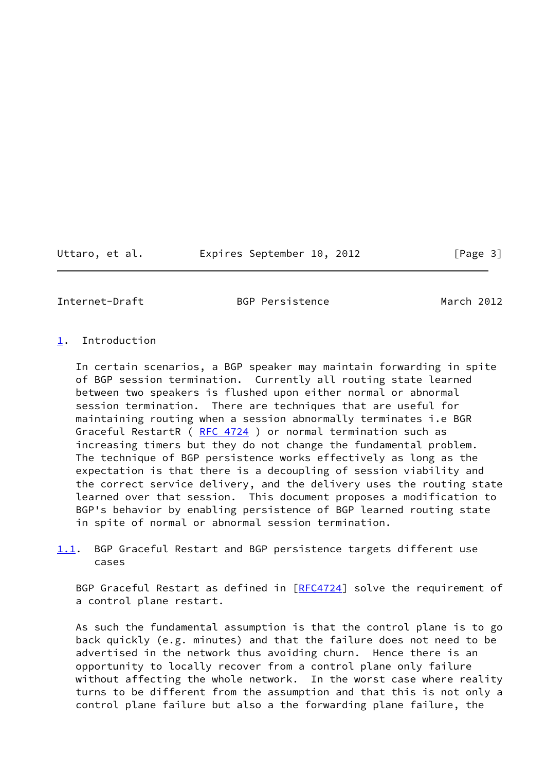## 1. Introduction

In certain scenarios, a BGP speaker may maintain forwarding in spite of BGP session termination. Currently all routing state learned between two speakers is flushed upon either normal or abnormal session termination. There are techniques that are useful for maintaining routing when a session abnormally terminates i.e BGR Graceful RestartR ( RFC 4724 ) or normal termination such as increasing timers but they do not change the fundamental problem. The technique of BGP persistence works effectively as long as the expectation is that there is a decoupling of session viability and the correct service delivery, and the delivery uses the routing state learned over that session. This document proposes a modification to BGP's behavior by enabling persistence of BGP learned routing state in spite of normal or abnormal session termination.

### 1.1. BGP Graceful Restart and BGP persistence targets different use cases

BGP Graceful Restart as defined in [RFC4724] solve the requirement of a control plane restart.

As such the fundamental assumption is that the control plane is to go back quickly (e.g. minutes) and that the failure does not need to be advertised in the network thus avoiding churn. Hence there is an opportunity to locally recover from a control plane only failure without affecting the whole network. In the worst case where reality turns to be different from the assumption and that this is not only a control plane failure but also a the forwarding plane failure, the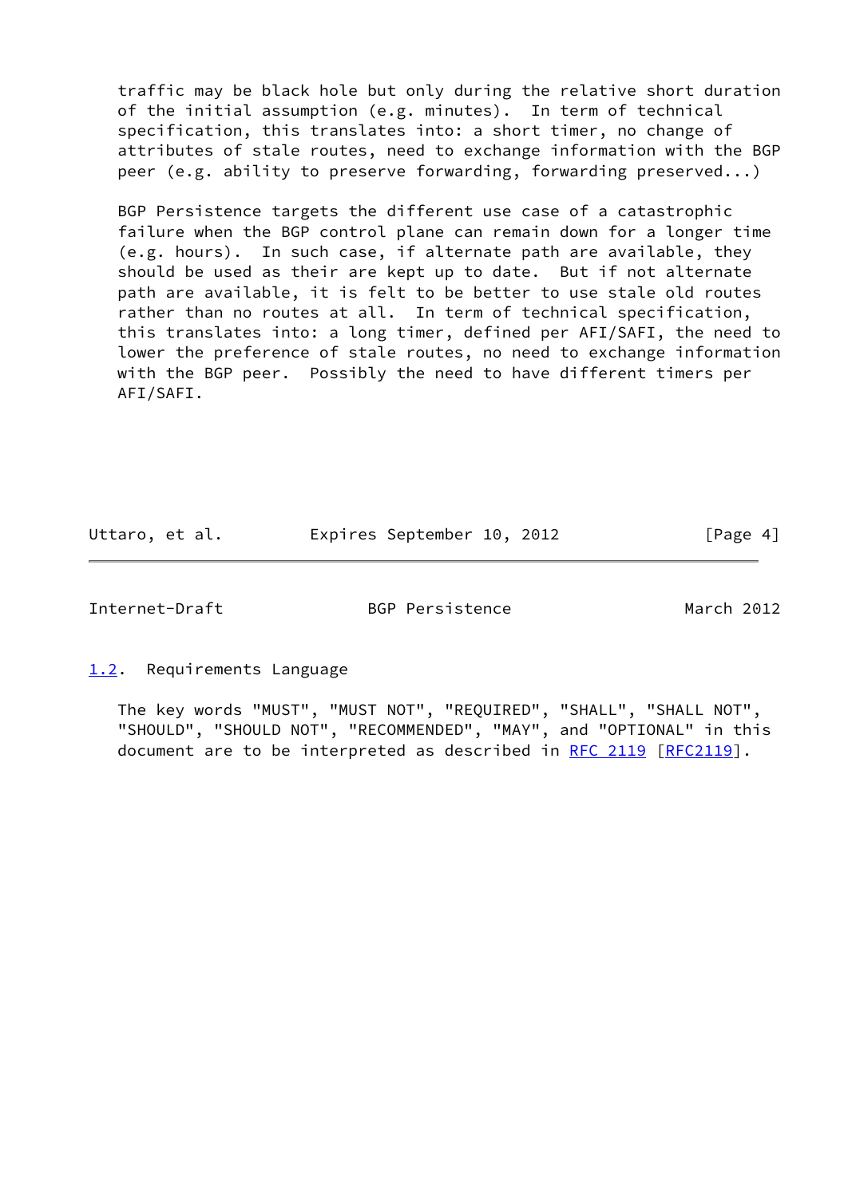traffic may be black hole but only during the relative short duration of the initial assumption (e.g. minutes). In term of technical specification, this translates into: a short timer, no change of attributes of stale routes, need to exchange information with the BGP peer (e.g. ability to preserve forwarding, forwarding preserved...)

BGP Persistence targets the different use case of a catastrophic failure when the BGP control plane can remain down for a longer time (e.g. hours). In such case, if alternate path are available, they should be used as their are kept up to date. But if not alternate path are available, it is felt to be better to use stale old routes rather than no routes at all. In term of technical specification, this translates into: a long timer, defined per AFI/SAFI, the need to lower the preference of stale routes, no need to exchange information with the BGP peer. Possibly the need to have different timers per AFI/SAFI.

## 1.2. Requirements Language

The key words "MUST", "MUST NOT", "REQUIRED", "SHALL", "SHALL NOT", "SHOULD", "SHOULD NOT", "RECOMMENDED", "MAY", and "OPTIONAL" in this document are to be interpreted as described in RFC 2119 [RFC2119].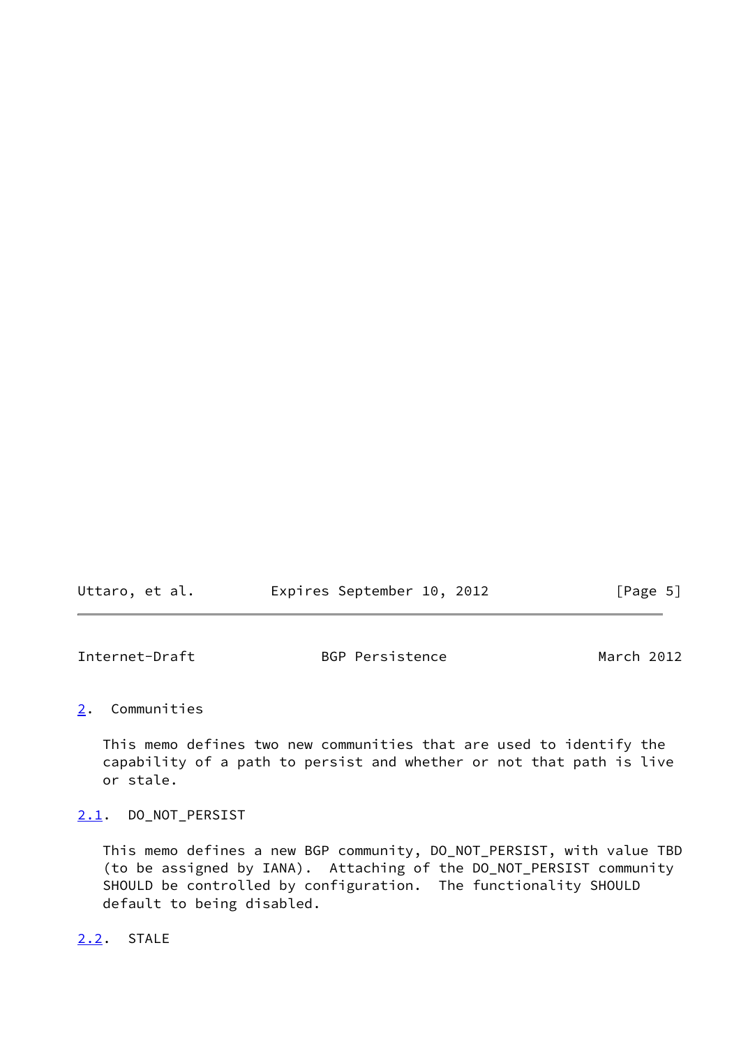## 2. Communities

This memo defines two new communities that are used to identify the capability of a path to persist and whether or not that path is live or stale.

### 2.1. DO_NOT_PERSIST

This memo defines a new BGP community, DO_NOT_PERSIST, with value TBD (to be assigned by IANA). Attaching of the DO_NOT_PERSIST community SHOULD be controlled by configuration. The functionality SHOULD default to being disabled.

### 2.2. STALE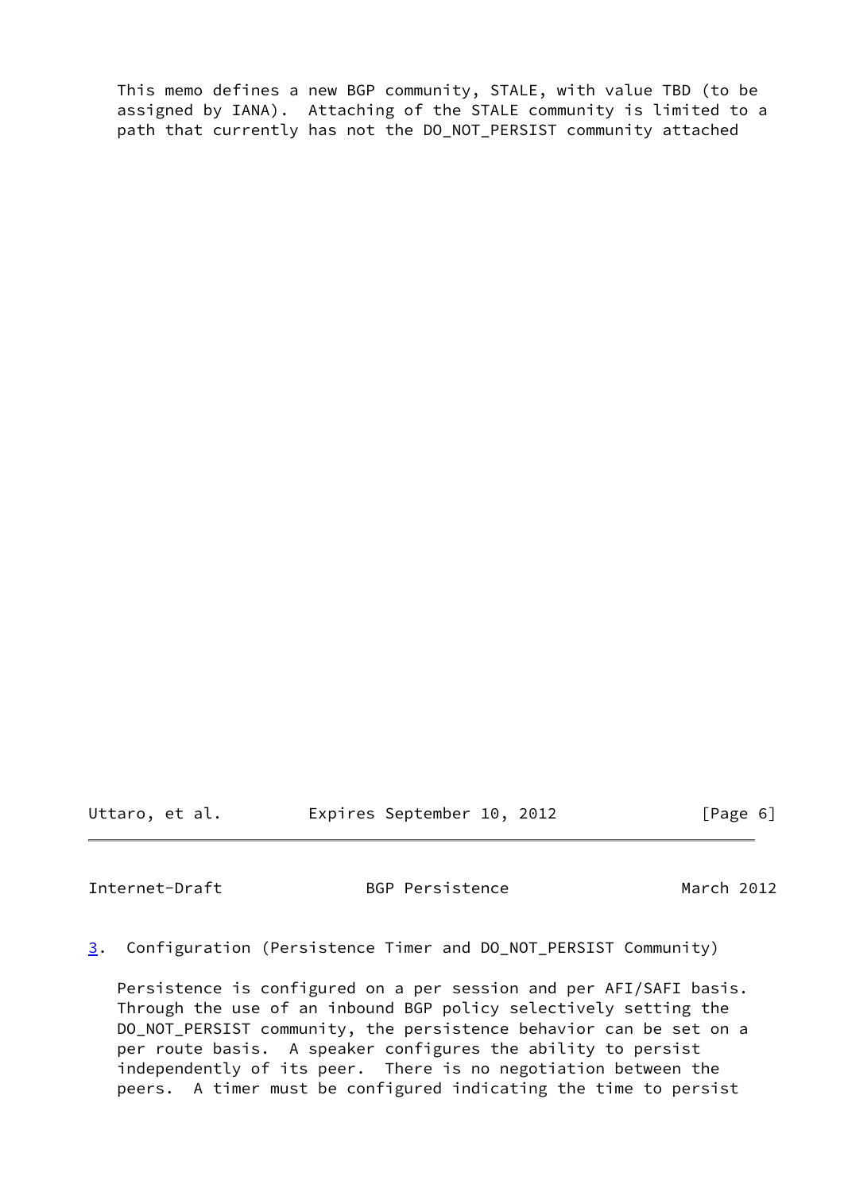This memo defines a new BGP community, STALE, with value TBD (to be assigned by IANA). Attaching of the STALE community is limited to a path that currently has not the DO_NOT_PERSIST community attached

## 3. Configuration (Persistence Timer and DO_NOT_PERSIST Community)

Persistence is configured on a per session and per AFI/SAFI basis. Through the use of an inbound BGP policy selectively setting the DO_NOT_PERSIST community, the persistence behavior can be set on a per route basis. A speaker configures the ability to persist independently of its peer. There is no negotiation between the peers. A timer must be configured indicating the time to persist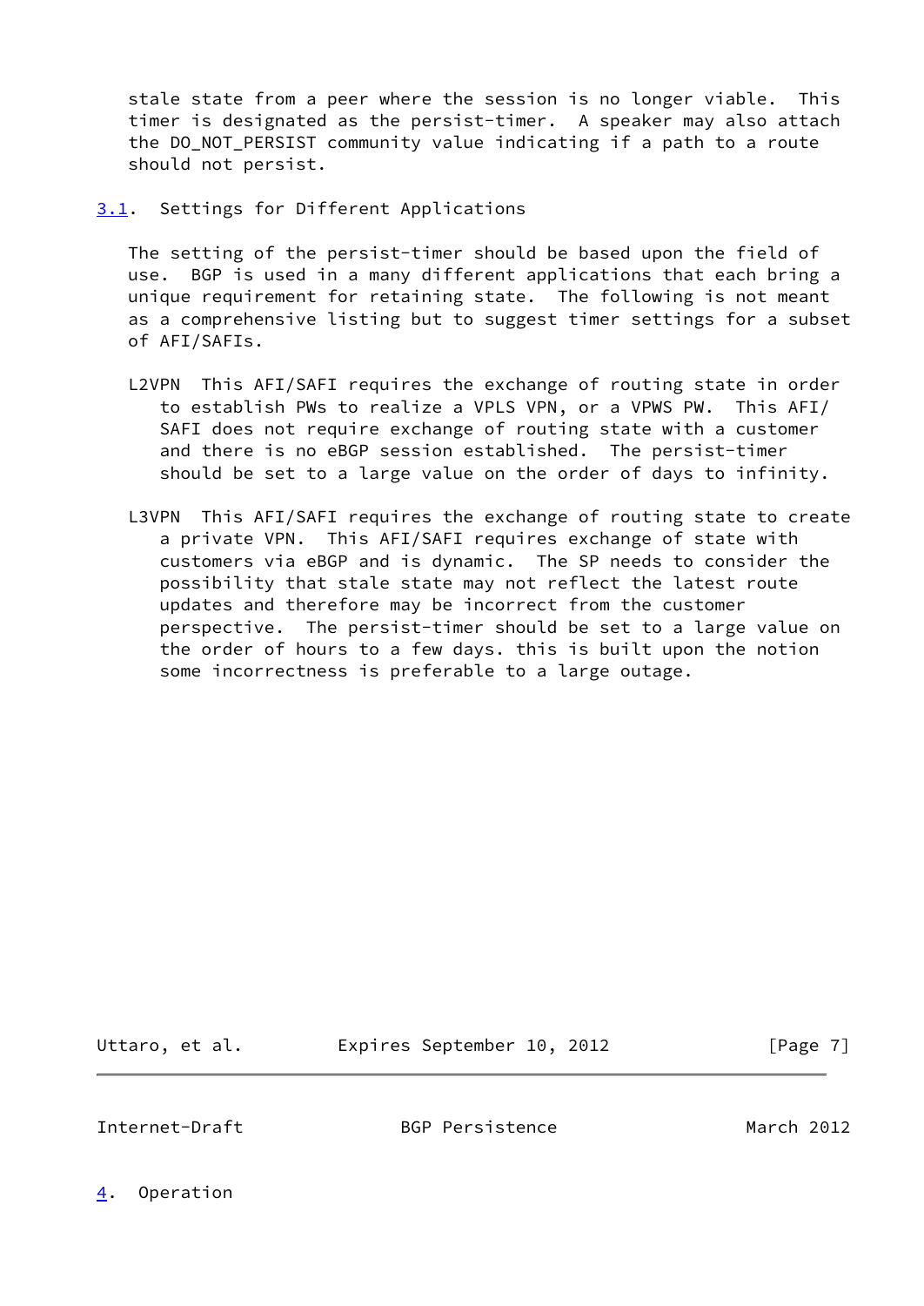stale state from a peer where the session is no longer viable. This timer is designated as the persist-timer. A speaker may also attach the DO_NOT_PERSIST community value indicating if a path to a route should not persist.

### 3.1. Settings for Different Applications

The setting of the persist-timer should be based upon the field of use. BGP is used in a many different applications that each bring a unique requirement for retaining state. The following is not meant as a comprehensive listing but to suggest timer settings for a subset of AFI/SAFIs.

L2VPN This AFI/SAFI requires the exchange of routing state in order to establish PWs to realize a VPLS VPN, or a VPWS PW. This AFI/SAFI does not require exchange of routing state with a customer and there is no eBGP session established. The persist-timer should be set to a large value on the order of days to infinity.

L3VPN This AFI/SAFI requires the exchange of routing state to create a private VPN. This AFI/SAFI requires exchange of state with customers via eBGP and is dynamic. The SP needs to consider the possibility that stale state may not reflect the latest route updates and therefore may be incorrect from the customer perspective. The persist-timer should be set to a large value on the order of hours to a few days. this is built upon the notion some incorrectness is preferable to a large outage.

## 4. Operation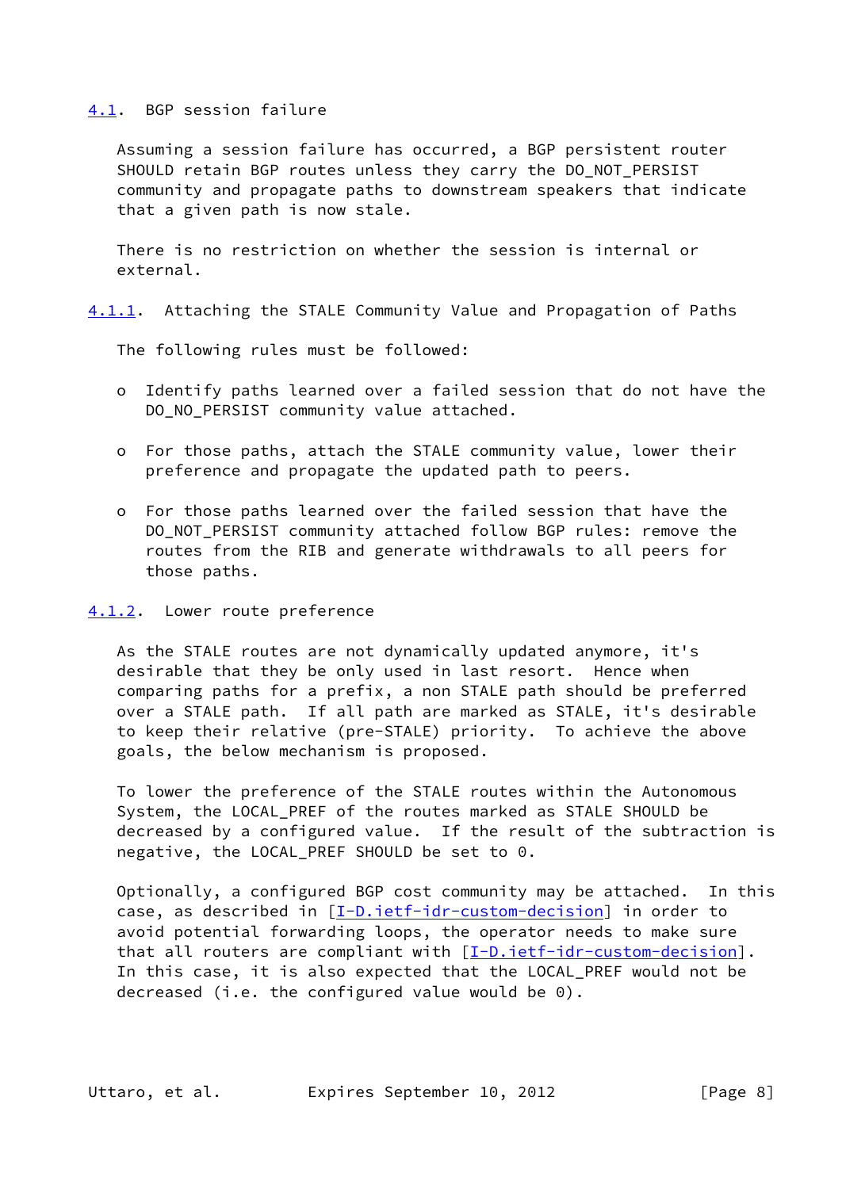## 4.1. BGP session failure

Assuming a session failure has occurred, a BGP persistent router SHOULD retain BGP routes unless they carry the DO_NOT_PERSIST community and propagate paths to downstream speakers that indicate that a given path is now stale.

There is no restriction on whether the session is internal or external.

### 4.1.1. Attaching the STALE Community Value and Propagation of Paths

The following rules must be followed:

- Identify paths learned over a failed session that do not have the DO_NO_PERSIST community value attached.
- For those paths, attach the STALE community value, lower their preference and propagate the updated path to peers.
- For those paths learned over the failed session that have the DO_NOT_PERSIST community attached follow BGP rules: remove the routes from the RIB and generate withdrawals to all peers for those paths.

### 4.1.2. Lower route preference

As the STALE routes are not dynamically updated anymore, it's desirable that they be only used in last resort. Hence when comparing paths for a prefix, a non STALE path should be preferred over a STALE path. If all path are marked as STALE, it's desirable to keep their relative (pre-STALE) priority. To achieve the above goals, the below mechanism is proposed.

To lower the preference of the STALE routes within the Autonomous System, the LOCAL_PREF of the routes marked as STALE SHOULD be decreased by a configured value. If the result of the subtraction is negative, the LOCAL_PREF SHOULD be set to 0.

Optionally, a configured BGP cost community may be attached. In this case, as described in [I-D.ietf-idr-custom-decision] in order to avoid potential forwarding loops, the operator needs to make sure that all routers are compliant with [I-D.ietf-idr-custom-decision]. In this case, it is also expected that the LOCAL_PREF would not be decreased (i.e. the configured value would be 0).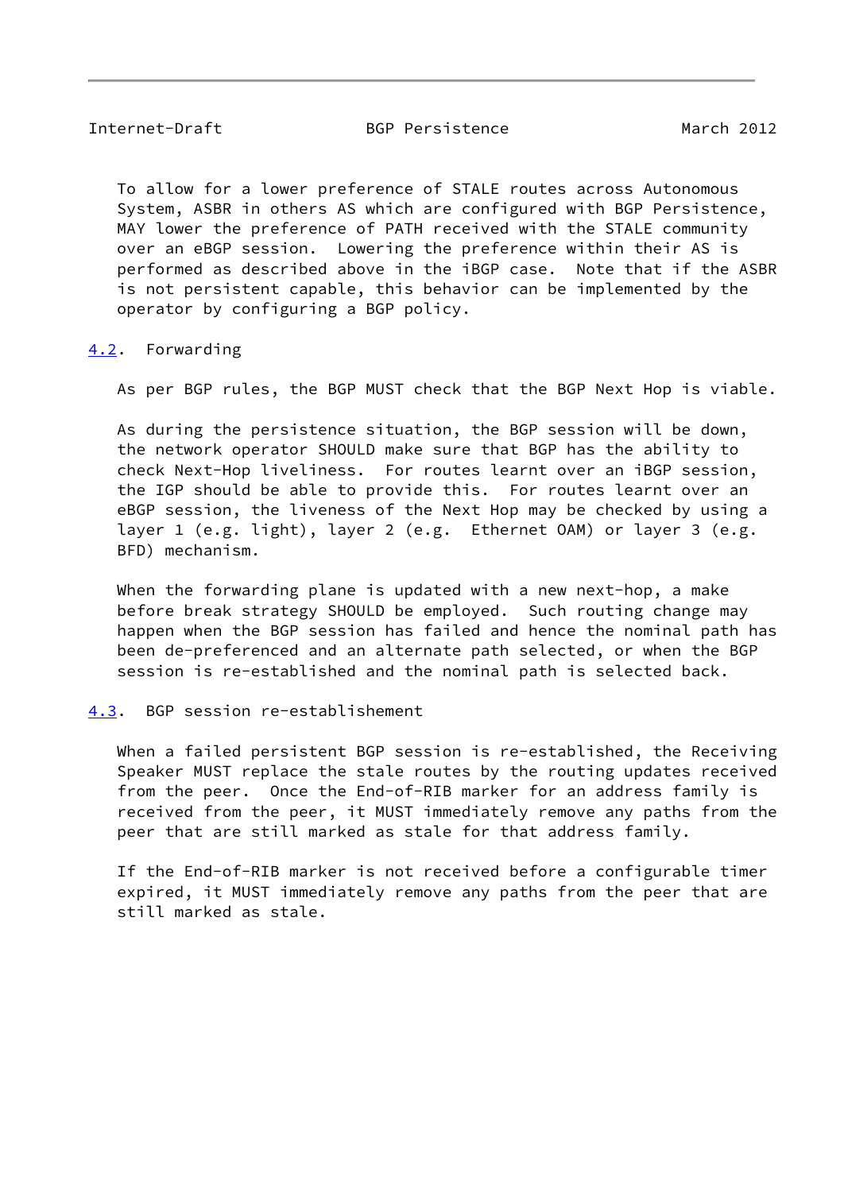To allow for a lower preference of STALE routes across Autonomous System, ASBR in others AS which are configured with BGP Persistence, MAY lower the preference of PATH received with the STALE community over an eBGP session. Lowering the preference within their AS is performed as described above in the iBGP case. Note that if the ASBR is not persistent capable, this behavior can be implemented by the operator by configuring a BGP policy.

### 4.2. Forwarding

As per BGP rules, the BGP MUST check that the BGP Next Hop is viable.

As during the persistence situation, the BGP session will be down, the network operator SHOULD make sure that BGP has the ability to check Next-Hop liveliness. For routes learnt over an iBGP session, the IGP should be able to provide this. For routes learnt over an eBGP session, the liveness of the Next Hop may be checked by using a layer 1 (e.g. light), layer 2 (e.g. Ethernet OAM) or layer 3 (e.g. BFD) mechanism.

When the forwarding plane is updated with a new next-hop, a make before break strategy SHOULD be employed. Such routing change may happen when the BGP session has failed and hence the nominal path has been de-preferenced and an alternate path selected, or when the BGP session is re-established and the nominal path is selected back.

### 4.3. BGP session re-establishement

When a failed persistent BGP session is re-established, the Receiving Speaker MUST replace the stale routes by the routing updates received from the peer. Once the End-of-RIB marker for an address family is received from the peer, it MUST immediately remove any paths from the peer that are still marked as stale for that address family.

If the End-of-RIB marker is not received before a configurable timer expired, it MUST immediately remove any paths from the peer that are still marked as stale.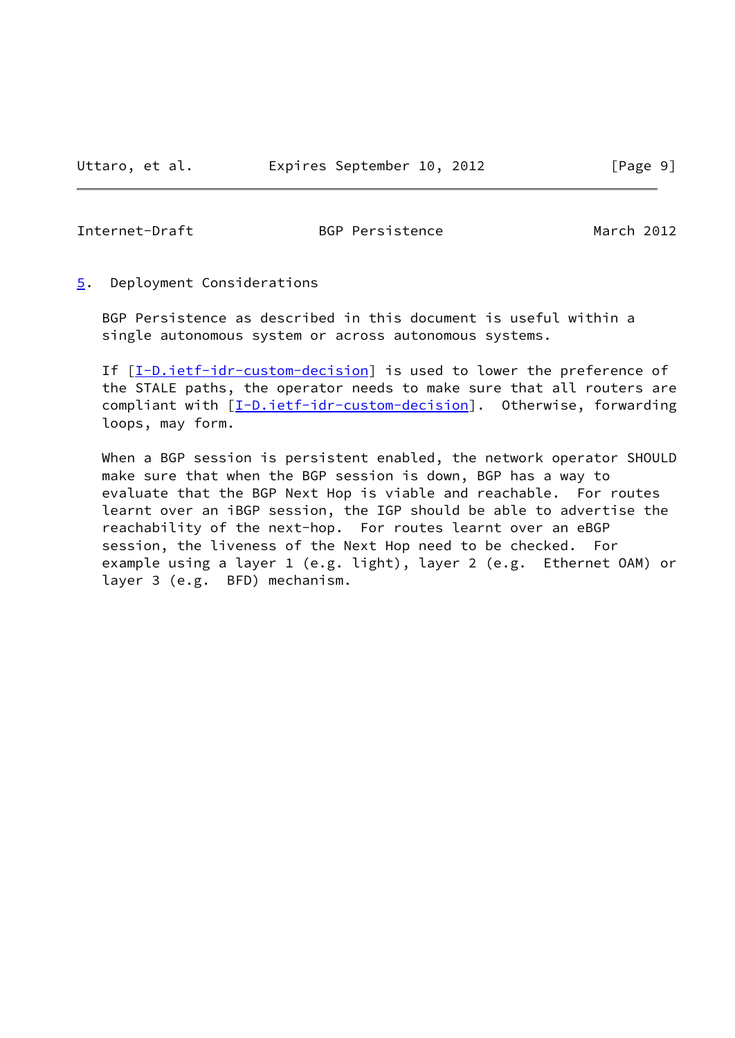## 5. Deployment Considerations

BGP Persistence as described in this document is useful within a single autonomous system or across autonomous systems.

If [I-D.ietf-idr-custom-decision] is used to lower the preference of the STALE paths, the operator needs to make sure that all routers are compliant with [I-D.ietf-idr-custom-decision]. Otherwise, forwarding loops, may form.

When a BGP session is persistent enabled, the network operator SHOULD make sure that when the BGP session is down, BGP has a way to evaluate that the BGP Next Hop is viable and reachable. For routes learnt over an iBGP session, the IGP should be able to advertise the reachability of the next-hop. For routes learnt over an eBGP session, the liveness of the Next Hop need to be checked. For example using a layer 1 (e.g. light), layer 2 (e.g. Ethernet OAM) or layer 3 (e.g. BFD) mechanism.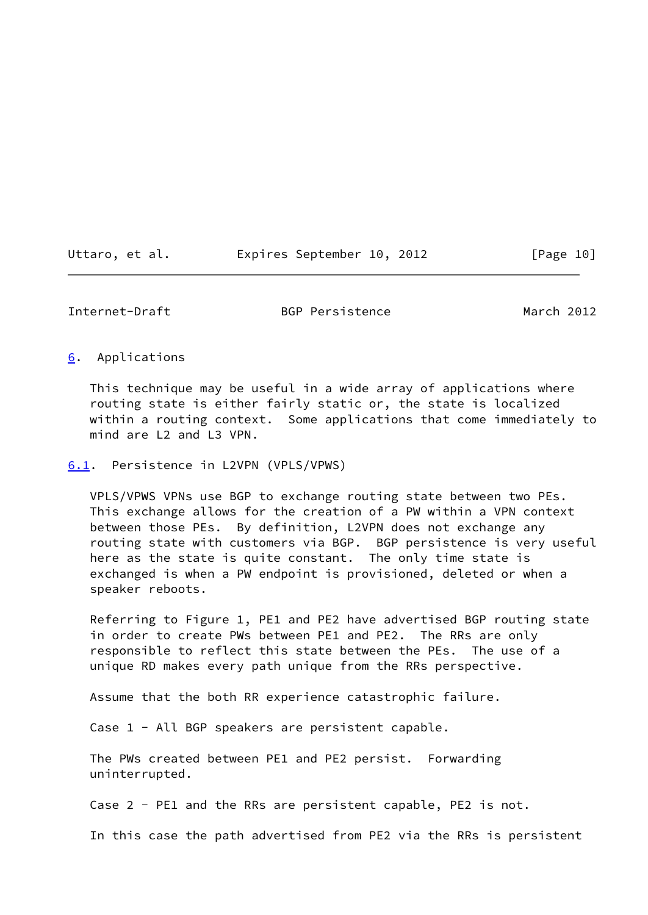## 6. Applications

This technique may be useful in a wide array of applications where routing state is either fairly static or, the state is localized within a routing context. Some applications that come immediately to mind are L2 and L3 VPN.

### 6.1. Persistence in L2VPN (VPLS/VPWS)

VPLS/VPWS VPNs use BGP to exchange routing state between two PEs. This exchange allows for the creation of a PW within a VPN context between those PEs. By definition, L2VPN does not exchange any routing state with customers via BGP. BGP persistence is very useful here as the state is quite constant. The only time state is exchanged is when a PW endpoint is provisioned, deleted or when a speaker reboots.

Referring to Figure 1, PE1 and PE2 have advertised BGP routing state in order to create PWs between PE1 and PE2. The RRs are only responsible to reflect this state between the PEs. The use of a unique RD makes every path unique from the RRs perspective.

Assume that the both RR experience catastrophic failure.

Case 1 - All BGP speakers are persistent capable.

The PWs created between PE1 and PE2 persist. Forwarding uninterrupted.

Case 2 - PE1 and the RRs are persistent capable, PE2 is not.

In this case the path advertised from PE2 via the RRs is persistent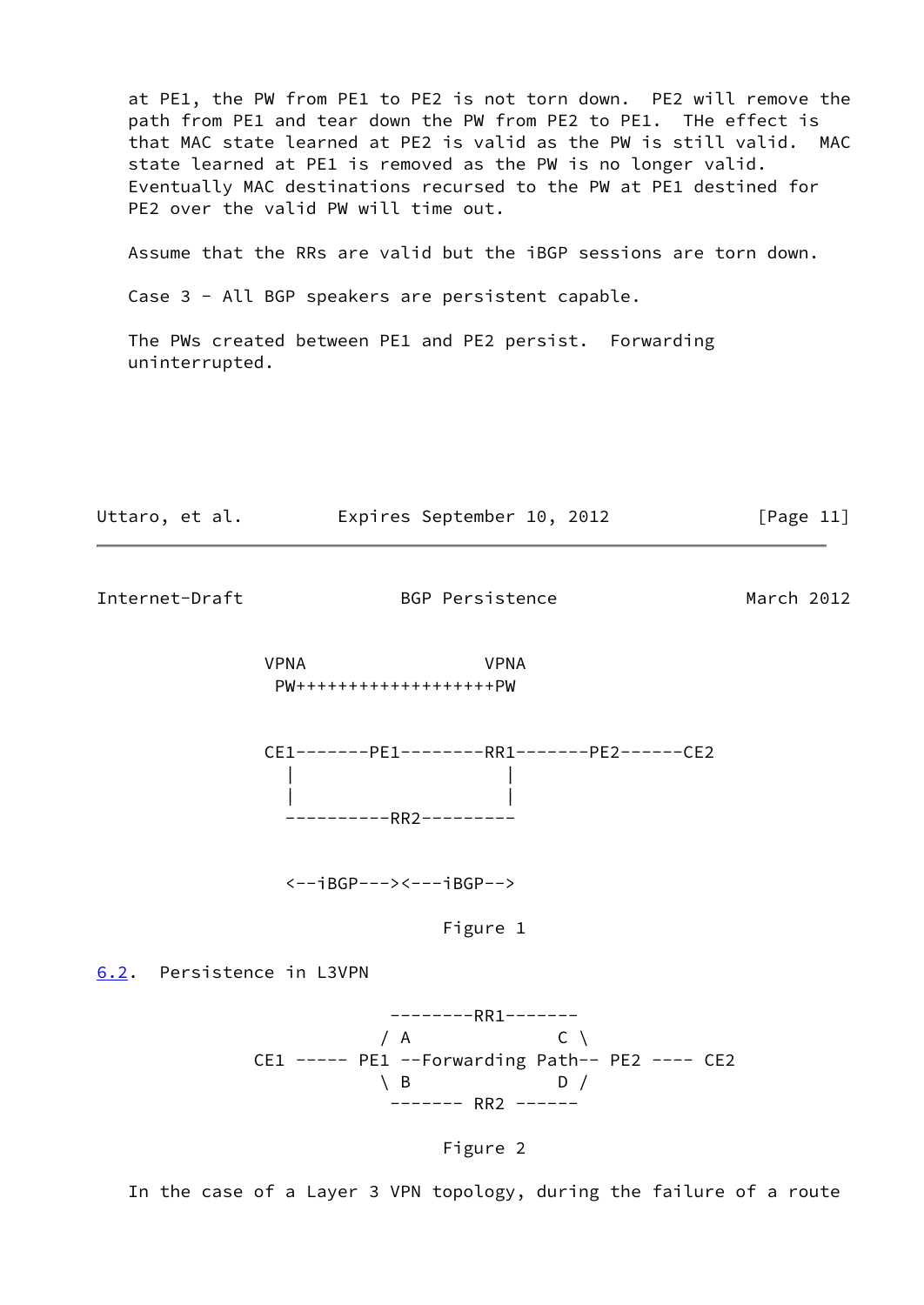at PE1, the PW from PE1 to PE2 is not torn down. PE2 will remove the path from PE1 and tear down the PW from PE2 to PE1. THe effect is that MAC state learned at PE2 is valid as the PW is still valid. MAC state learned at PE1 is removed as the PW is no longer valid. Eventually MAC destinations recursed to the PW at PE1 destined for PE2 over the valid PW will time out.

Assume that the RRs are valid but the iBGP sessions are torn down.

Case 3 - All BGP speakers are persistent capable.

The PWs created between PE1 and PE2 persist. Forwarding uninterrupted.

```
                VPNA                 VPNA
                 PW++++++++++++++++++PW


                CE1-------PE1--------RR1-------PE2------CE2
                  |                    |
                  |                    |
                  ----------RR2---------


                  <--iBGP---><---iBGP-->
```

Figure 1

## 6.2. Persistence in L3VPN

```
                          --------RR1-------
                         / A              C \
              CE1 ----- PE1 --Forwarding Path-- PE2 ---- CE2
                         \ B              D /
                          ------- RR2 ------
```

Figure 2

In the case of a Layer 3 VPN topology, during the failure of a route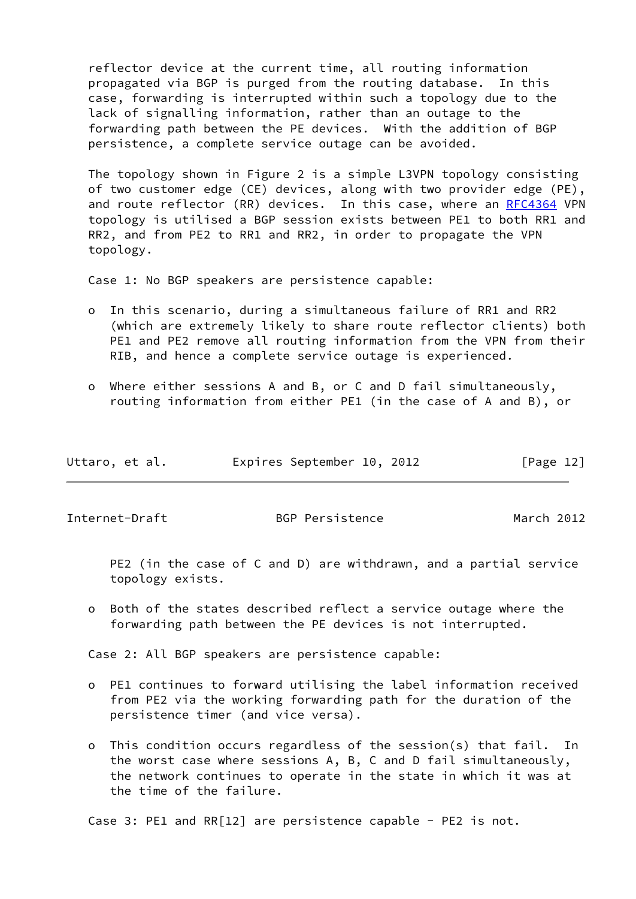reflector device at the current time, all routing information propagated via BGP is purged from the routing database. In this case, forwarding is interrupted within such a topology due to the lack of signalling information, rather than an outage to the forwarding path between the PE devices. With the addition of BGP persistence, a complete service outage can be avoided.

The topology shown in Figure 2 is a simple L3VPN topology consisting of two customer edge (CE) devices, along with two provider edge (PE), and route reflector (RR) devices. In this case, where an RFC4364 VPN topology is utilised a BGP session exists between PE1 to both RR1 and RR2, and from PE2 to RR1 and RR2, in order to propagate the VPN topology.

Case 1: No BGP speakers are persistence capable:

- In this scenario, during a simultaneous failure of RR1 and RR2 (which are extremely likely to share route reflector clients) both PE1 and PE2 remove all routing information from the VPN from their RIB, and hence a complete service outage is experienced.

- Where either sessions A and B, or C and D fail simultaneously, routing information from either PE1 (in the case of A and B), or PE2 (in the case of C and D) are withdrawn, and a partial service topology exists.

- Both of the states described reflect a service outage where the forwarding path between the PE devices is not interrupted.

Case 2: All BGP speakers are persistence capable:

- PE1 continues to forward utilising the label information received from PE2 via the working forwarding path for the duration of the persistence timer (and vice versa).

- This condition occurs regardless of the session(s) that fail. In the worst case where sessions A, B, C and D fail simultaneously, the network continues to operate in the state in which it was at the time of the failure.

Case 3: PE1 and RR[12] are persistence capable - PE2 is not.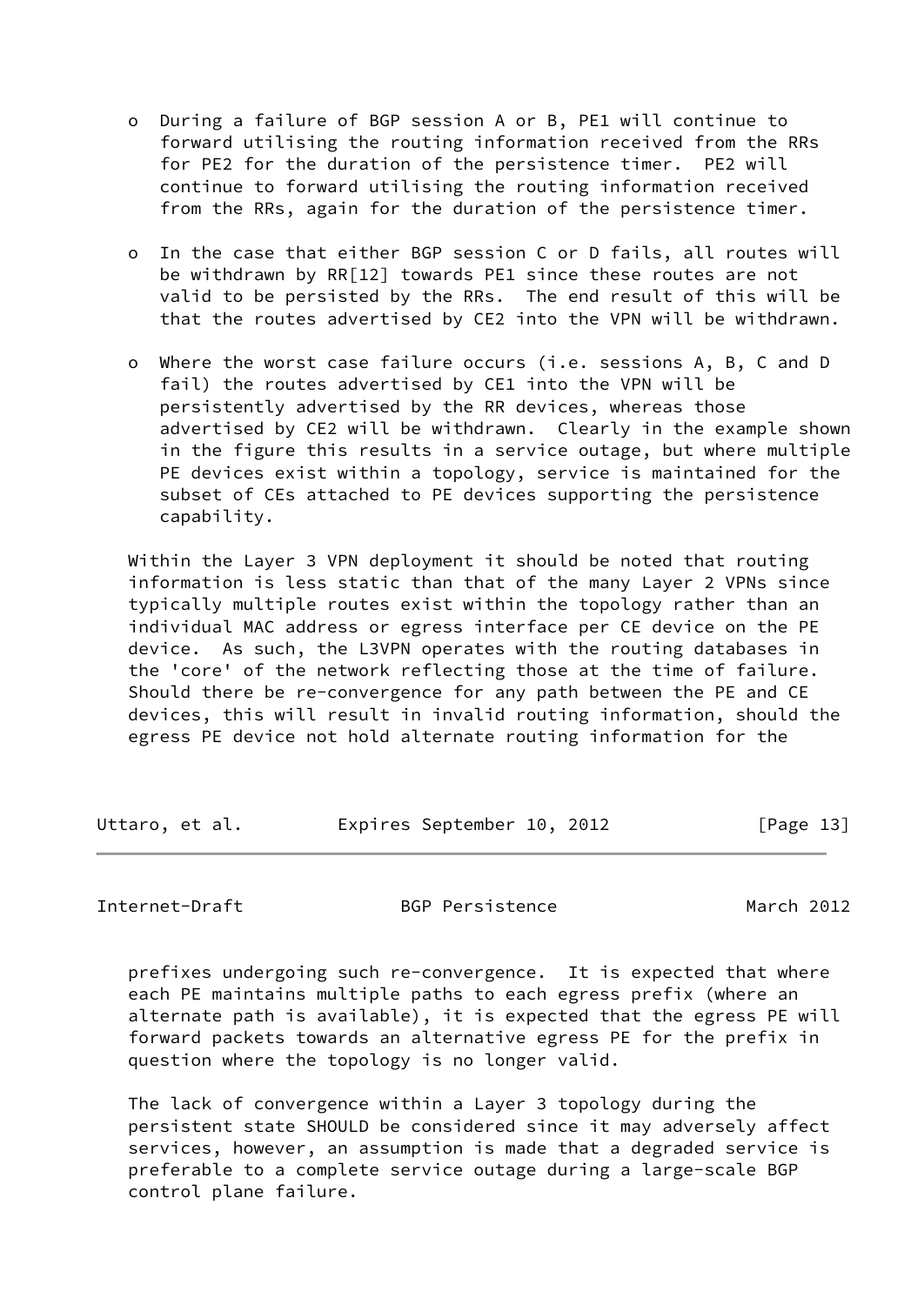- During a failure of BGP session A or B, PE1 will continue to forward utilising the routing information received from the RRs for PE2 for the duration of the persistence timer. PE2 will continue to forward utilising the routing information received from the RRs, again for the duration of the persistence timer.

- In the case that either BGP session C or D fails, all routes will be withdrawn by RR[12] towards PE1 since these routes are not valid to be persisted by the RRs. The end result of this will be that the routes advertised by CE2 into the VPN will be withdrawn.

- Where the worst case failure occurs (i.e. sessions A, B, C and D fail) the routes advertised by CE1 into the VPN will be persistently advertised by the RR devices, whereas those advertised by CE2 will be withdrawn. Clearly in the example shown in the figure this results in a service outage, but where multiple PE devices exist within a topology, service is maintained for the subset of CEs attached to PE devices supporting the persistence capability.

Within the Layer 3 VPN deployment it should be noted that routing information is less static than that of the many Layer 2 VPNs since typically multiple routes exist within the topology rather than an individual MAC address or egress interface per CE device on the PE device. As such, the L3VPN operates with the routing databases in the 'core' of the network reflecting those at the time of failure. Should there be re-convergence for any path between the PE and CE devices, this will result in invalid routing information, should the egress PE device not hold alternate routing information for the prefixes undergoing such re-convergence. It is expected that where each PE maintains multiple paths to each egress prefix (where an alternate path is available), it is expected that the egress PE will forward packets towards an alternative egress PE for the prefix in question where the topology is no longer valid.

The lack of convergence within a Layer 3 topology during the persistent state SHOULD be considered since it may adversely affect services, however, an assumption is made that a degraded service is preferable to a complete service outage during a large-scale BGP control plane failure.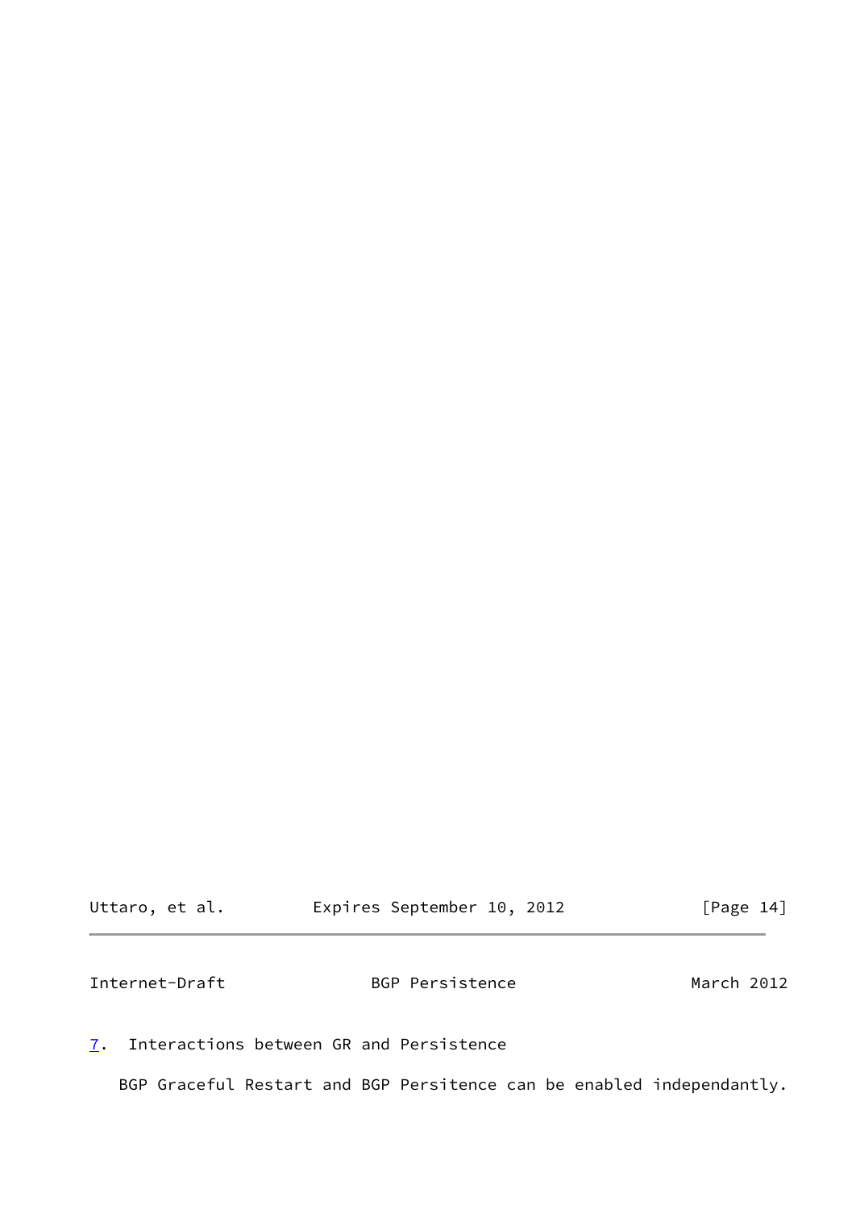## 7. Interactions between GR and Persistence

BGP Graceful Restart and BGP Persitence can be enabled independantly.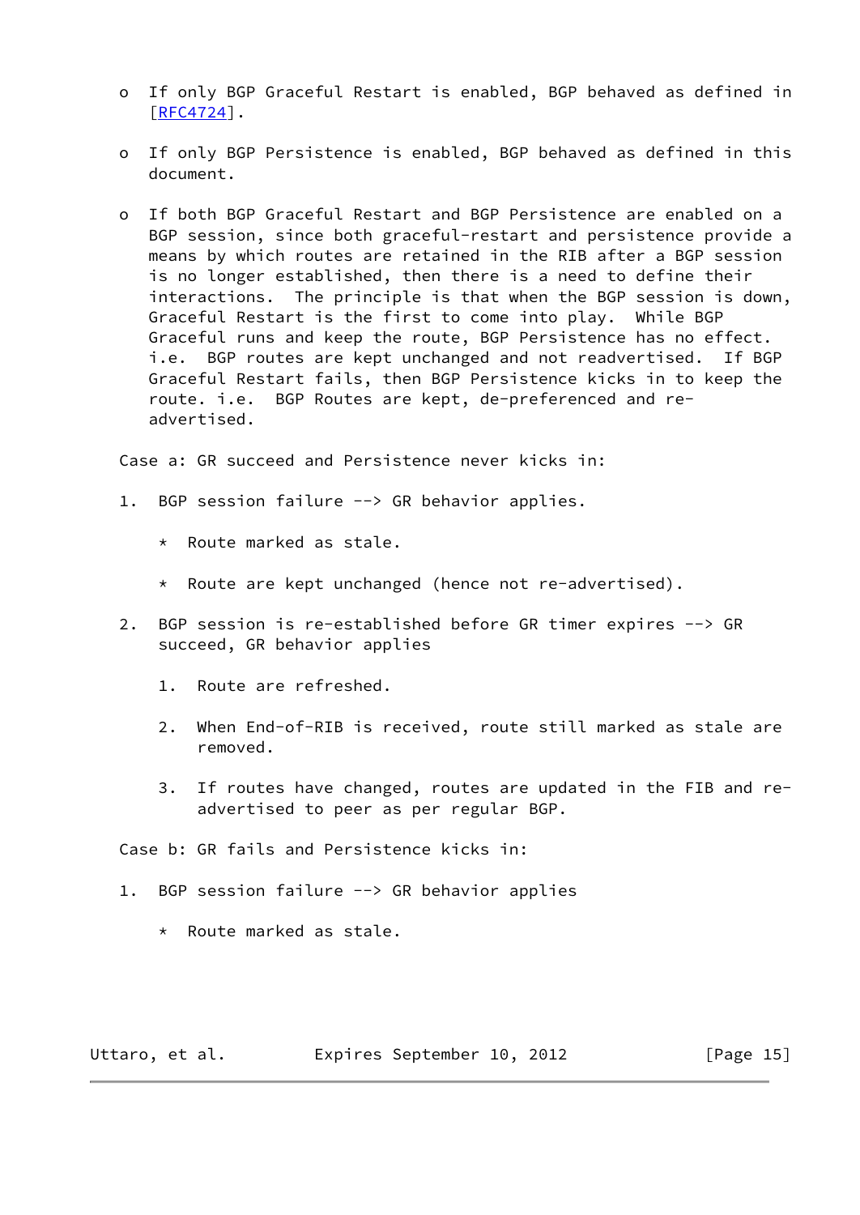- If only BGP Graceful Restart is enabled, BGP behaved as defined in [RFC4724].

- If only BGP Persistence is enabled, BGP behaved as defined in this document.

- If both BGP Graceful Restart and BGP Persistence are enabled on a BGP session, since both graceful-restart and persistence provide a means by which routes are retained in the RIB after a BGP session is no longer established, then there is a need to define their interactions. The principle is that when the BGP session is down, Graceful Restart is the first to come into play. While BGP Graceful runs and keep the route, BGP Persistence has no effect. i.e. BGP routes are kept unchanged and not readvertised. If BGP Graceful Restart fails, then BGP Persistence kicks in to keep the route. i.e. BGP Routes are kept, de-preferenced and re-advertised.

Case a: GR succeed and Persistence never kicks in:

1. BGP session failure --> GR behavior applies.

   * Route marked as stale.

   * Route are kept unchanged (hence not re-advertised).

2. BGP session is re-established before GR timer expires --> GR succeed, GR behavior applies

   1. Route are refreshed.

   2. When End-of-RIB is received, route still marked as stale are removed.

   3. If routes have changed, routes are updated in the FIB and re-advertised to peer as per regular BGP.

Case b: GR fails and Persistence kicks in:

1. BGP session failure --> GR behavior applies

   * Route marked as stale.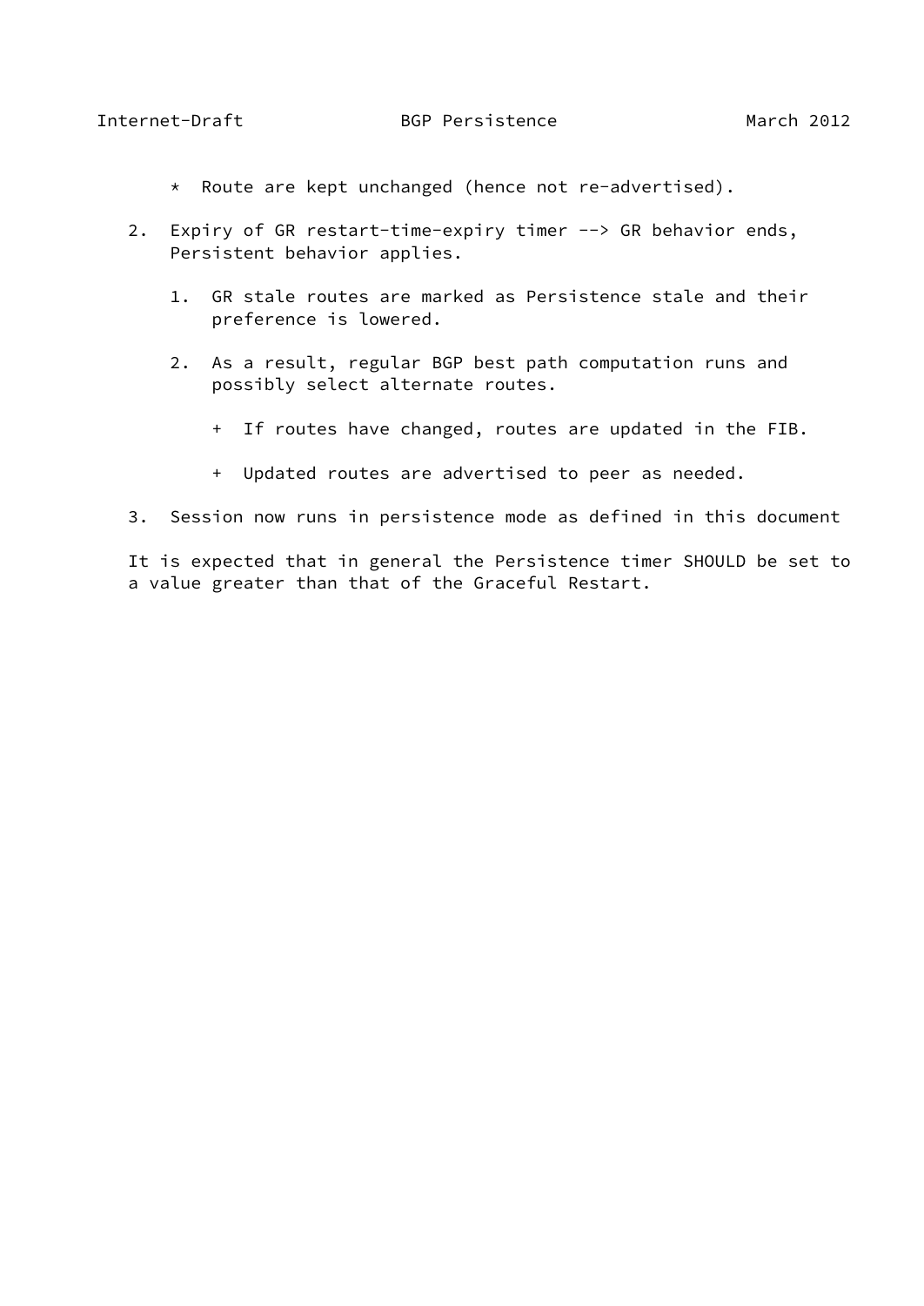* Route are kept unchanged (hence not re-advertised).

2. Expiry of GR restart-time-expiry timer --> GR behavior ends, Persistent behavior applies.

   1. GR stale routes are marked as Persistence stale and their preference is lowered.

   2. As a result, regular BGP best path computation runs and possibly select alternate routes.

      + If routes have changed, routes are updated in the FIB.

      + Updated routes are advertised to peer as needed.

3. Session now runs in persistence mode as defined in this document

It is expected that in general the Persistence timer SHOULD be set to a value greater than that of the Graceful Restart.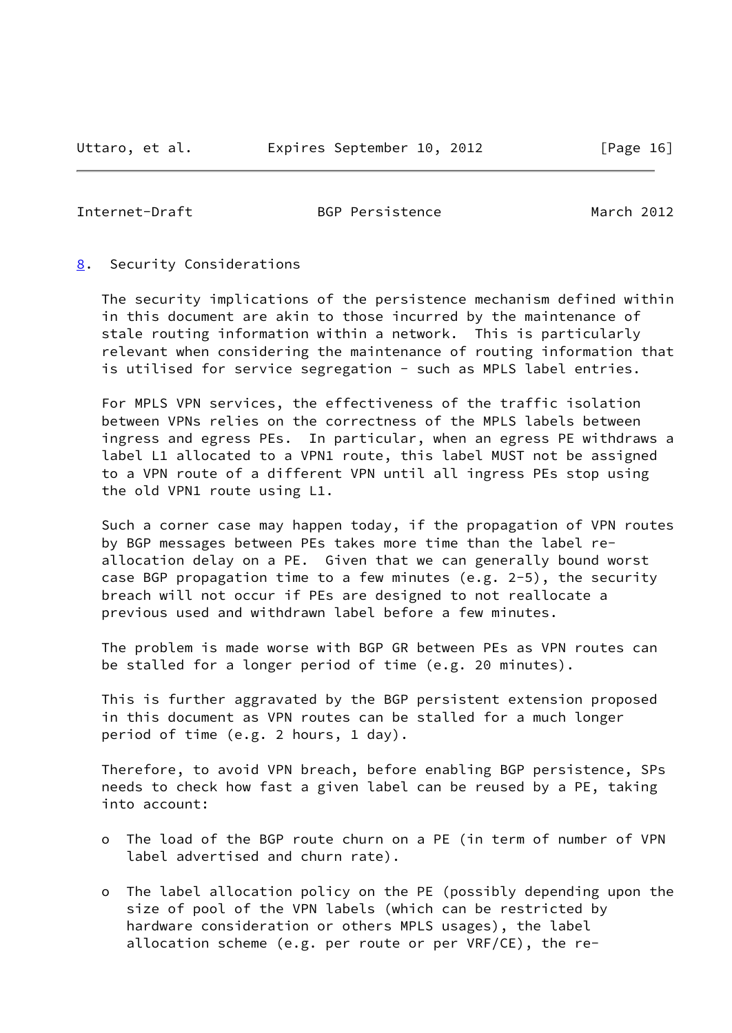## 8. Security Considerations

The security implications of the persistence mechanism defined within in this document are akin to those incurred by the maintenance of stale routing information within a network. This is particularly relevant when considering the maintenance of routing information that is utilised for service segregation - such as MPLS label entries.

For MPLS VPN services, the effectiveness of the traffic isolation between VPNs relies on the correctness of the MPLS labels between ingress and egress PEs. In particular, when an egress PE withdraws a label L1 allocated to a VPN1 route, this label MUST not be assigned to a VPN route of a different VPN until all ingress PEs stop using the old VPN1 route using L1.

Such a corner case may happen today, if the propagation of VPN routes by BGP messages between PEs takes more time than the label re-allocation delay on a PE. Given that we can generally bound worst case BGP propagation time to a few minutes (e.g. 2-5), the security breach will not occur if PEs are designed to not reallocate a previous used and withdrawn label before a few minutes.

The problem is made worse with BGP GR between PEs as VPN routes can be stalled for a longer period of time (e.g. 20 minutes).

This is further aggravated by the BGP persistent extension proposed in this document as VPN routes can be stalled for a much longer period of time (e.g. 2 hours, 1 day).

Therefore, to avoid VPN breach, before enabling BGP persistence, SPs needs to check how fast a given label can be reused by a PE, taking into account:

- The load of the BGP route churn on a PE (in term of number of VPN label advertised and churn rate).

- The label allocation policy on the PE (possibly depending upon the size of pool of the VPN labels (which can be restricted by hardware consideration or others MPLS usages), the label allocation scheme (e.g. per route or per VRF/CE), the re-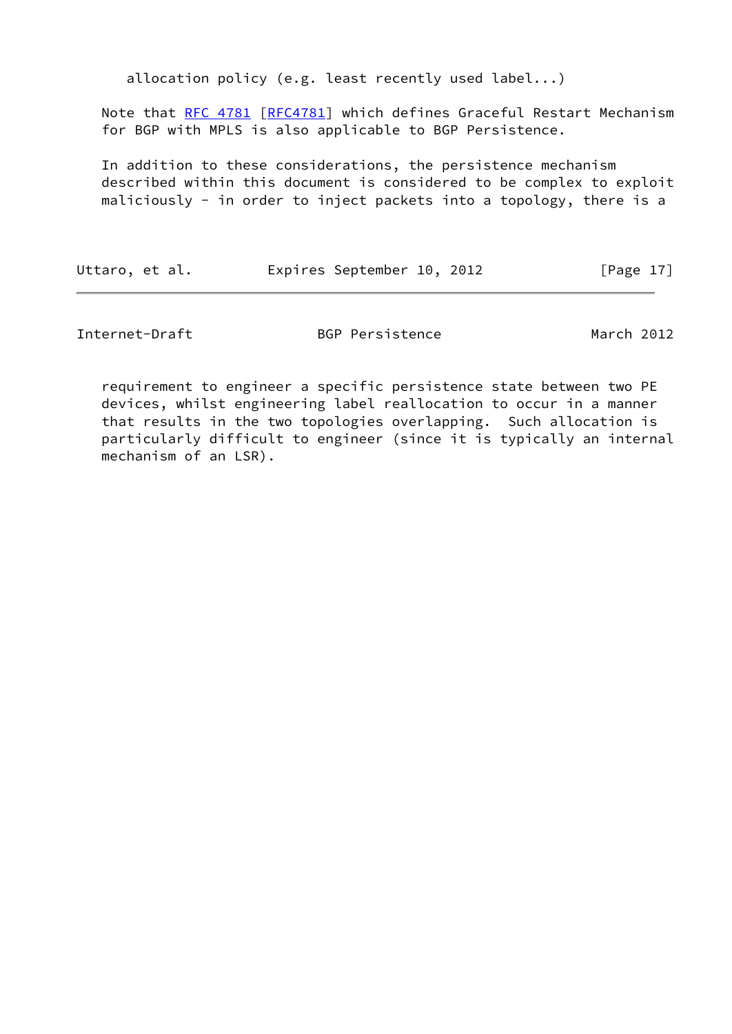allocation policy (e.g. least recently used label...)

Note that RFC 4781 [RFC4781] which defines Graceful Restart Mechanism for BGP with MPLS is also applicable to BGP Persistence.

In addition to these considerations, the persistence mechanism described within this document is considered to be complex to exploit maliciously - in order to inject packets into a topology, there is a requirement to engineer a specific persistence state between two PE devices, whilst engineering label reallocation to occur in a manner that results in the two topologies overlapping. Such allocation is particularly difficult to engineer (since it is typically an internal mechanism of an LSR).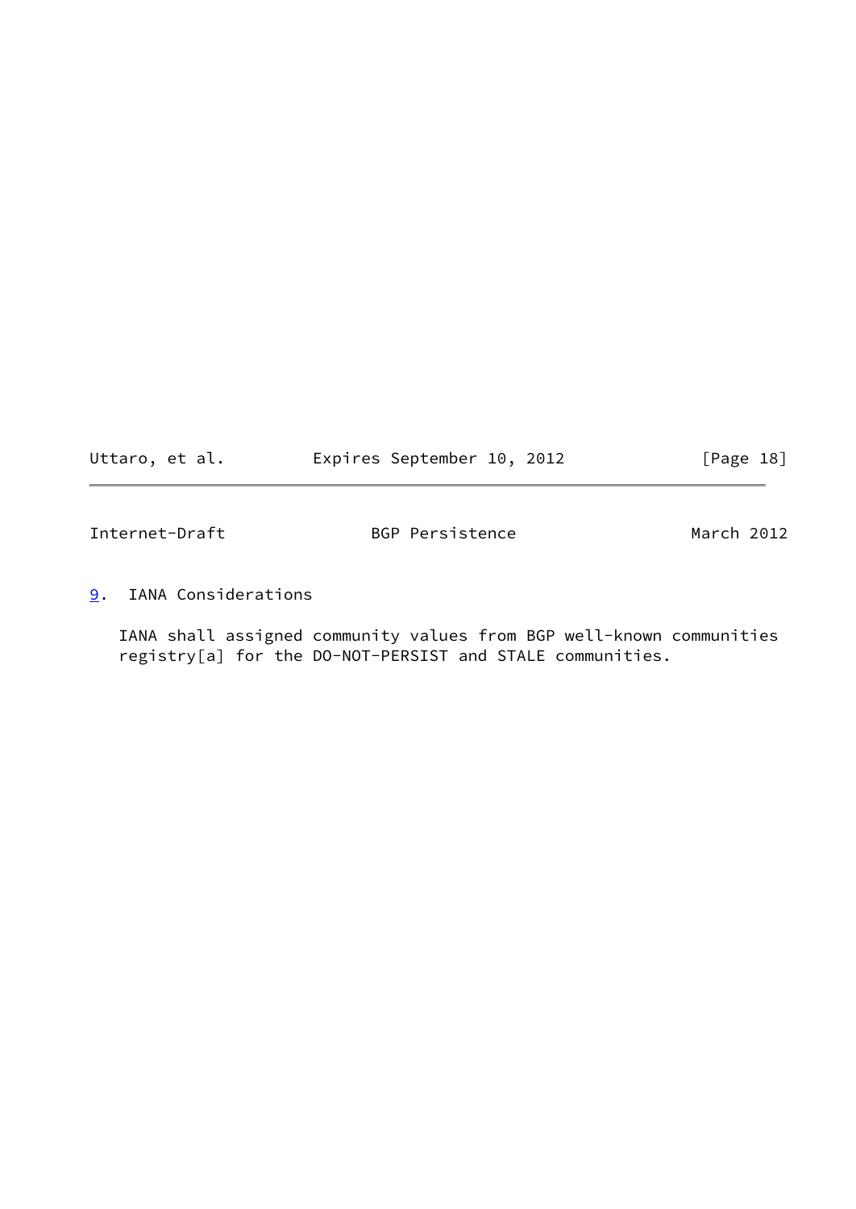## 9. IANA Considerations

IANA shall assigned community values from BGP well-known communities registry[a] for the DO-NOT-PERSIST and STALE communities.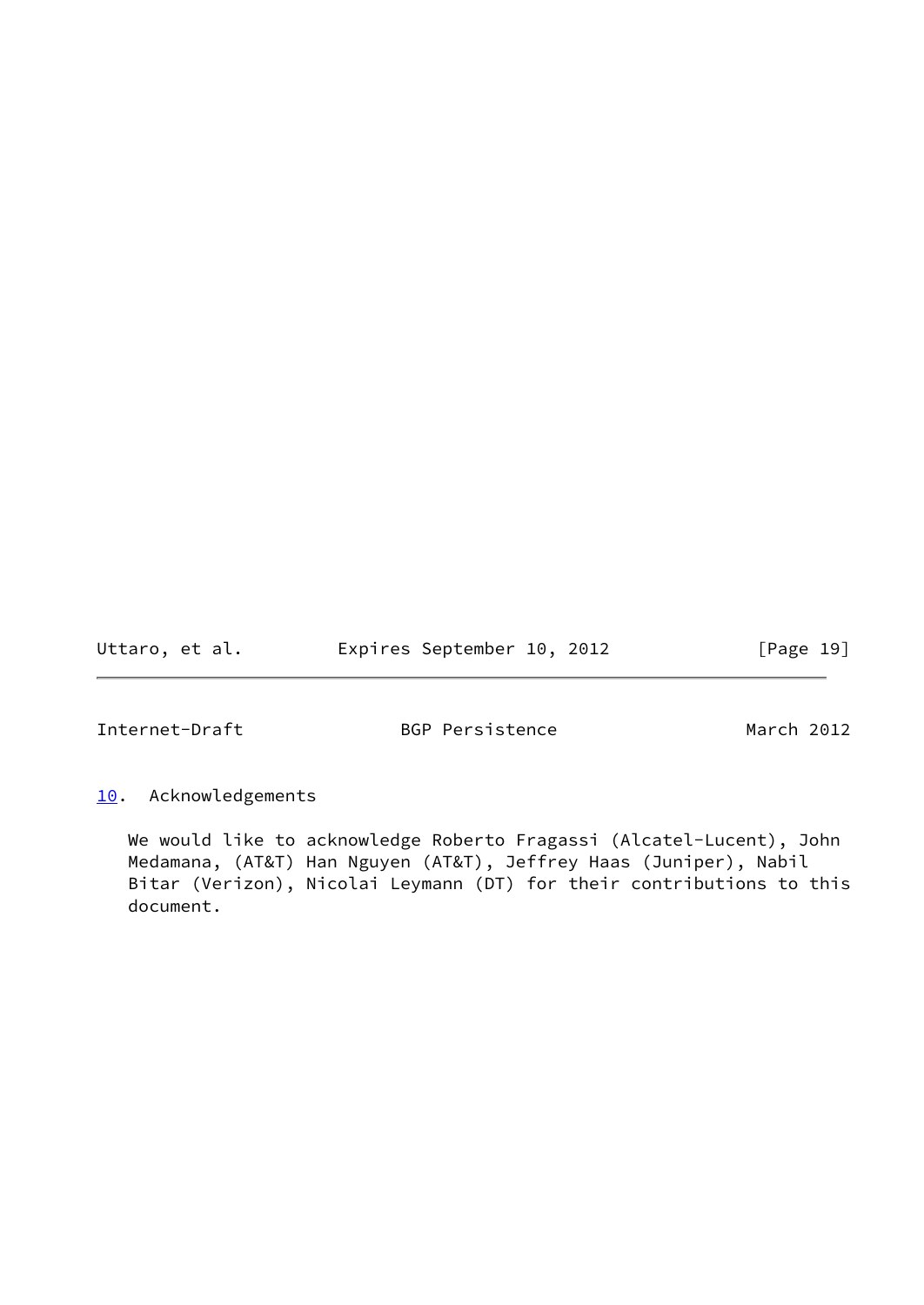## 10. Acknowledgements

We would like to acknowledge Roberto Fragassi (Alcatel-Lucent), John Medamana, (AT&T) Han Nguyen (AT&T), Jeffrey Haas (Juniper), Nabil Bitar (Verizon), Nicolai Leymann (DT) for their contributions to this document.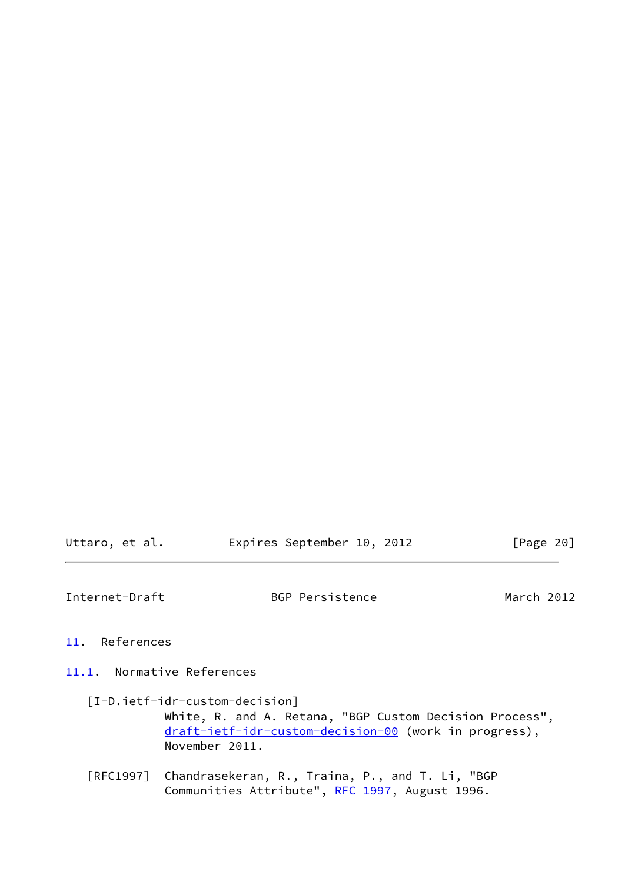## 11. References

### 11.1. Normative References

[I-D.ietf-idr-custom-decision]
White, R. and A. Retana, "BGP Custom Decision Process", draft-ietf-idr-custom-decision-00 (work in progress), November 2011.

[RFC1997] Chandrasekeran, R., Traina, P., and T. Li, "BGP Communities Attribute", RFC 1997, August 1996.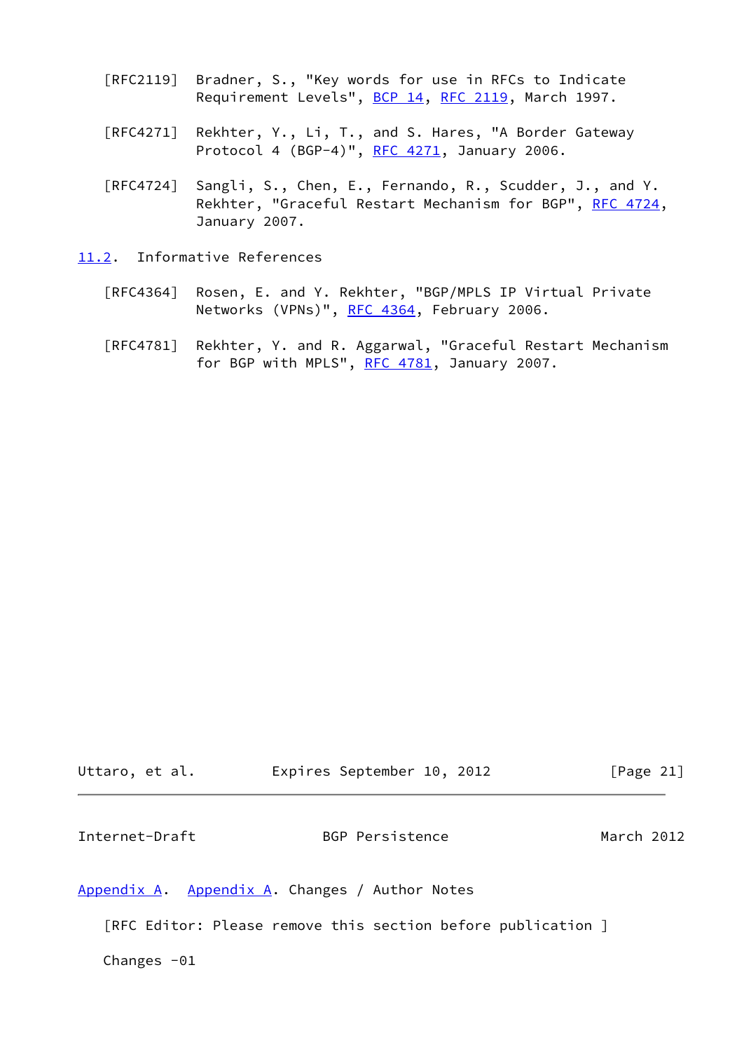[RFC2119] Bradner, S., "Key words for use in RFCs to Indicate Requirement Levels", BCP 14, RFC 2119, March 1997.

[RFC4271] Rekhter, Y., Li, T., and S. Hares, "A Border Gateway Protocol 4 (BGP-4)", RFC 4271, January 2006.

[RFC4724] Sangli, S., Chen, E., Fernando, R., Scudder, J., and Y. Rekhter, "Graceful Restart Mechanism for BGP", RFC 4724, January 2007.

### 11.2. Informative References

[RFC4364] Rosen, E. and Y. Rekhter, "BGP/MPLS IP Virtual Private Networks (VPNs)", RFC 4364, February 2006.

[RFC4781] Rekhter, Y. and R. Aggarwal, "Graceful Restart Mechanism for BGP with MPLS", RFC 4781, January 2007.

## Appendix A. Appendix A. Changes / Author Notes

[RFC Editor: Please remove this section before publication ]

Changes -01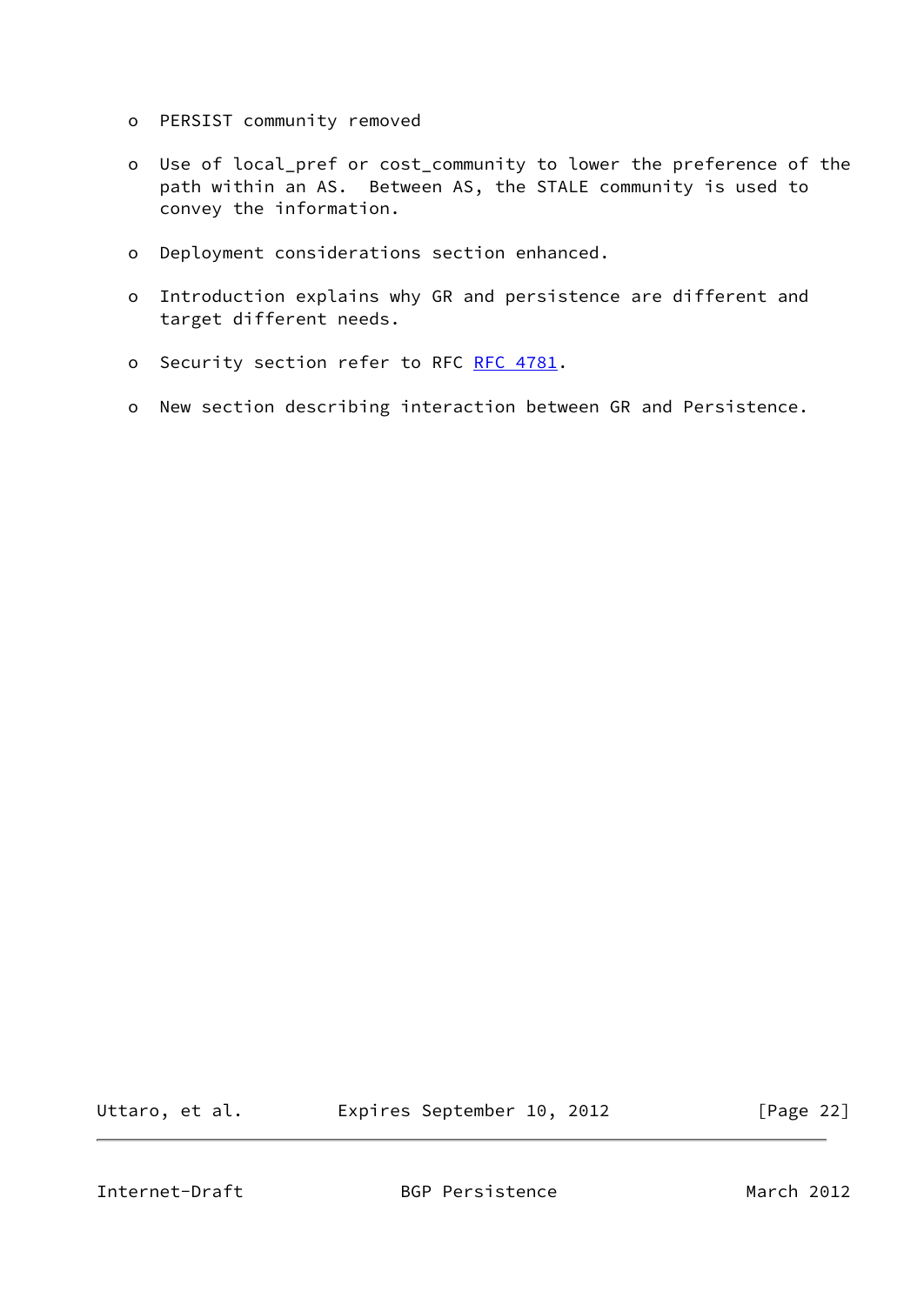- PERSIST community removed

- Use of local_pref or cost_community to lower the preference of the path within an AS. Between AS, the STALE community is used to convey the information.

- Deployment considerations section enhanced.

- Introduction explains why GR and persistence are different and target different needs.

- Security section refer to RFC RFC 4781.

- New section describing interaction between GR and Persistence.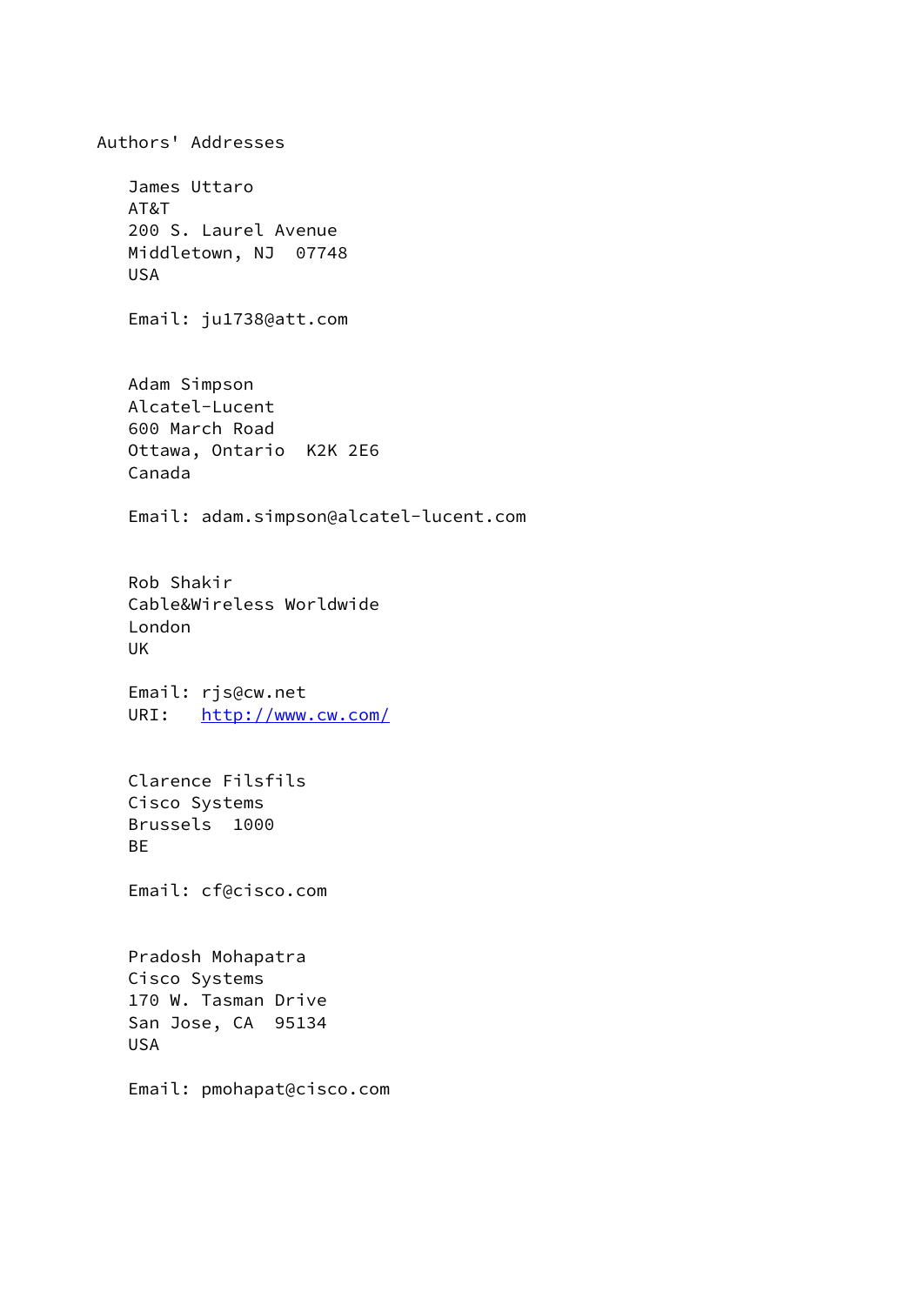## Authors' Addresses

James Uttaro
AT&T
200 S. Laurel Avenue
Middletown, NJ  07748
USA

Email: ju1738@att.com

Adam Simpson
Alcatel-Lucent
600 March Road
Ottawa, Ontario  K2K 2E6
Canada

Email: adam.simpson@alcatel-lucent.com

Rob Shakir
Cable&Wireless Worldwide
London
UK

Email: rjs@cw.net
URI:   http://www.cw.com/

Clarence Filsfils
Cisco Systems
Brussels  1000
BE

Email: cf@cisco.com

Pradosh Mohapatra
Cisco Systems
170 W. Tasman Drive
San Jose, CA  95134
USA

Email: pmohapat@cisco.com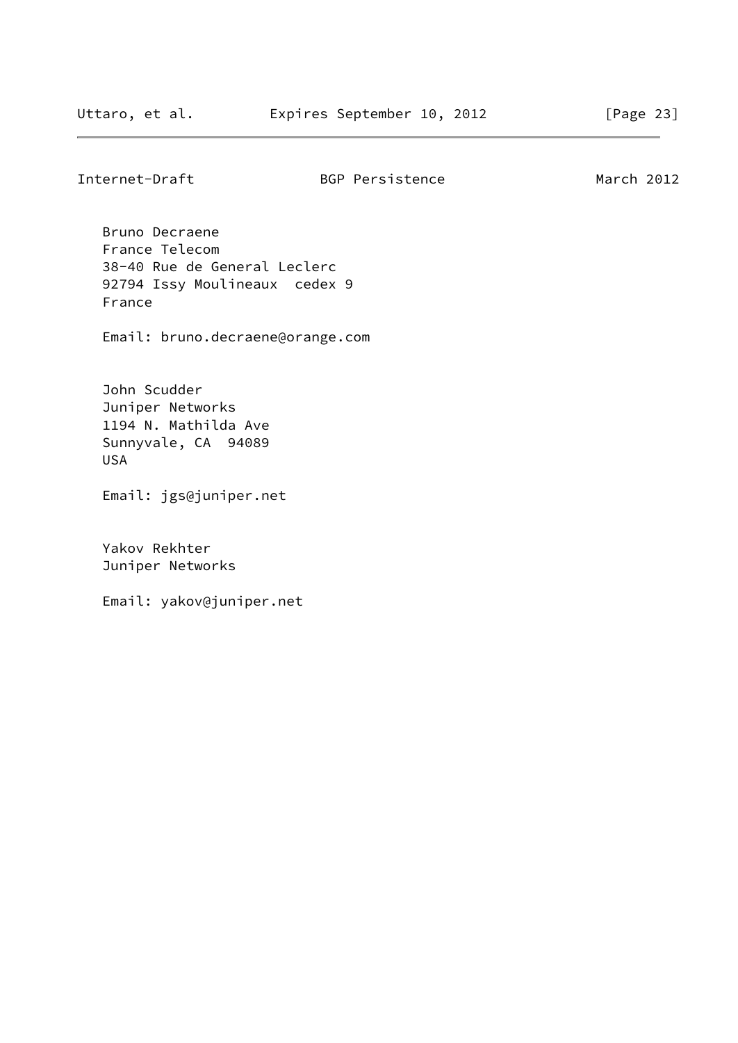Bruno Decraene
France Telecom
38-40 Rue de General Leclerc
92794 Issy Moulineaux  cedex 9
France

Email: bruno.decraene@orange.com

John Scudder
Juniper Networks
1194 N. Mathilda Ave
Sunnyvale, CA  94089
USA

Email: jgs@juniper.net

Yakov Rekhter
Juniper Networks

Email: yakov@juniper.net